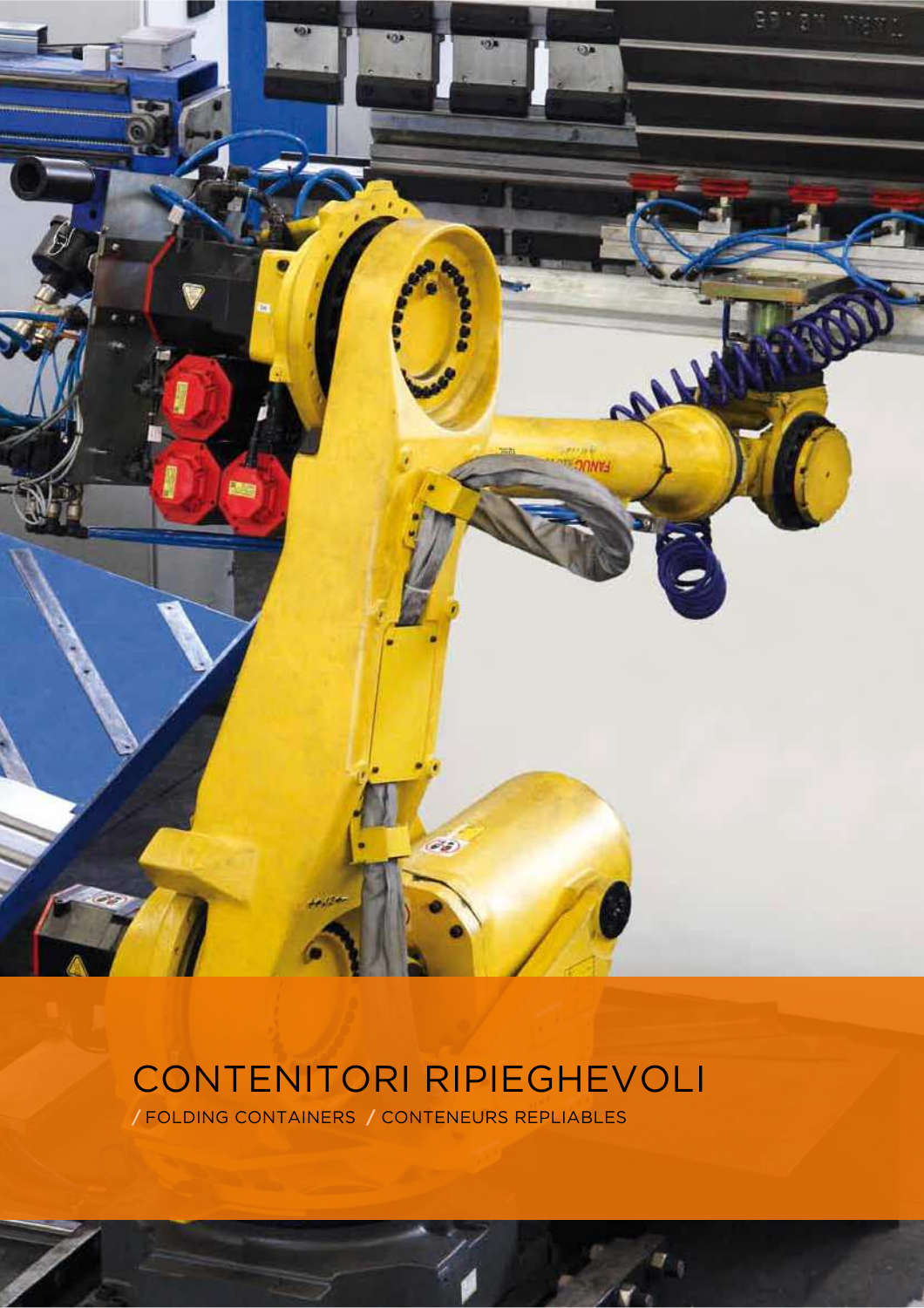# CONTENITORI RIPIEGHEVOLI

/ FOLDING CONTAINERS / CONTENEURS REPLIABLES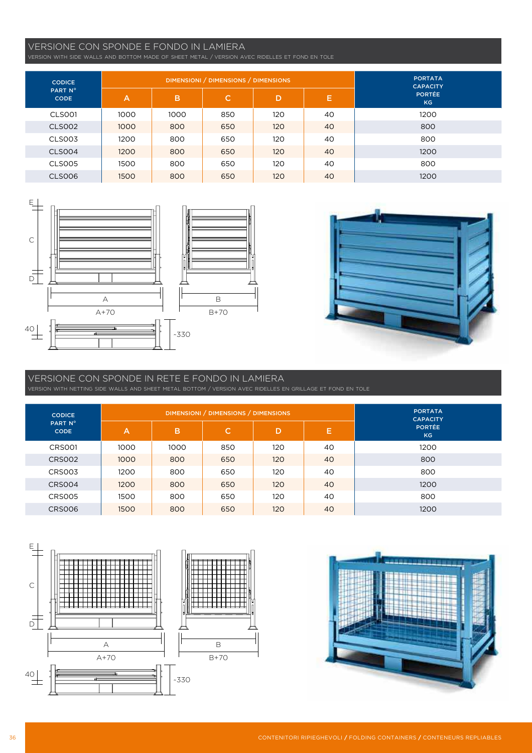## VERSIONE CON SPONDE E FONDO IN LAMIERA

VERSION WITH SIDE WALLS AND BOTTOM MADE OF SHEET METAL / VERSION AVEC RIDELLES ET FOND EN TOLE

| CODICE PART N° CODE | DIMENSIONI / DIMENSIONS / DIMENSIONS | | | | | PORTATA CAPACITY PORTÉE KG |
|---|---|---|---|---|---|---|
| | A | B | C | D | E | |
| CLS001 | 1000 | 1000 | 850 | 120 | 40 | 1200 |
| CLS002 | 1000 | 800 | 650 | 120 | 40 | 800 |
| CLS003 | 1200 | 800 | 650 | 120 | 40 | 800 |
| CLS004 | 1200 | 800 | 650 | 120 | 40 | 1200 |
| CLS005 | 1500 | 800 | 650 | 120 | 40 | 800 |
| CLS006 | 1500 | 800 | 650 | 120 | 40 | 1200 |

E C D A A+70 B B+70 40 ~330

## VERSIONE CON SPONDE IN RETE E FONDO IN LAMIERA

VERSION WITH NETTING SIDE WALLS AND SHEET METAL BOTTOM / VERSION AVEC RIDELLES EN GRILLAGE ET FOND EN TOLE

| CODICE PART N° CODE | DIMENSIONI / DIMENSIONS / DIMENSIONS | | | | | PORTATA CAPACITY PORTÉE KG |
|---|---|---|---|---|---|---|
| | A | B | C | D | E | |
| CRS001 | 1000 | 1000 | 850 | 120 | 40 | 1200 |
| CRS002 | 1000 | 800 | 650 | 120 | 40 | 800 |
| CRS003 | 1200 | 800 | 650 | 120 | 40 | 800 |
| CRS004 | 1200 | 800 | 650 | 120 | 40 | 1200 |
| CRS005 | 1500 | 800 | 650 | 120 | 40 | 800 |
| CRS006 | 1500 | 800 | 650 | 120 | 40 | 1200 |

E C D A A+70 B B+70 40 ~330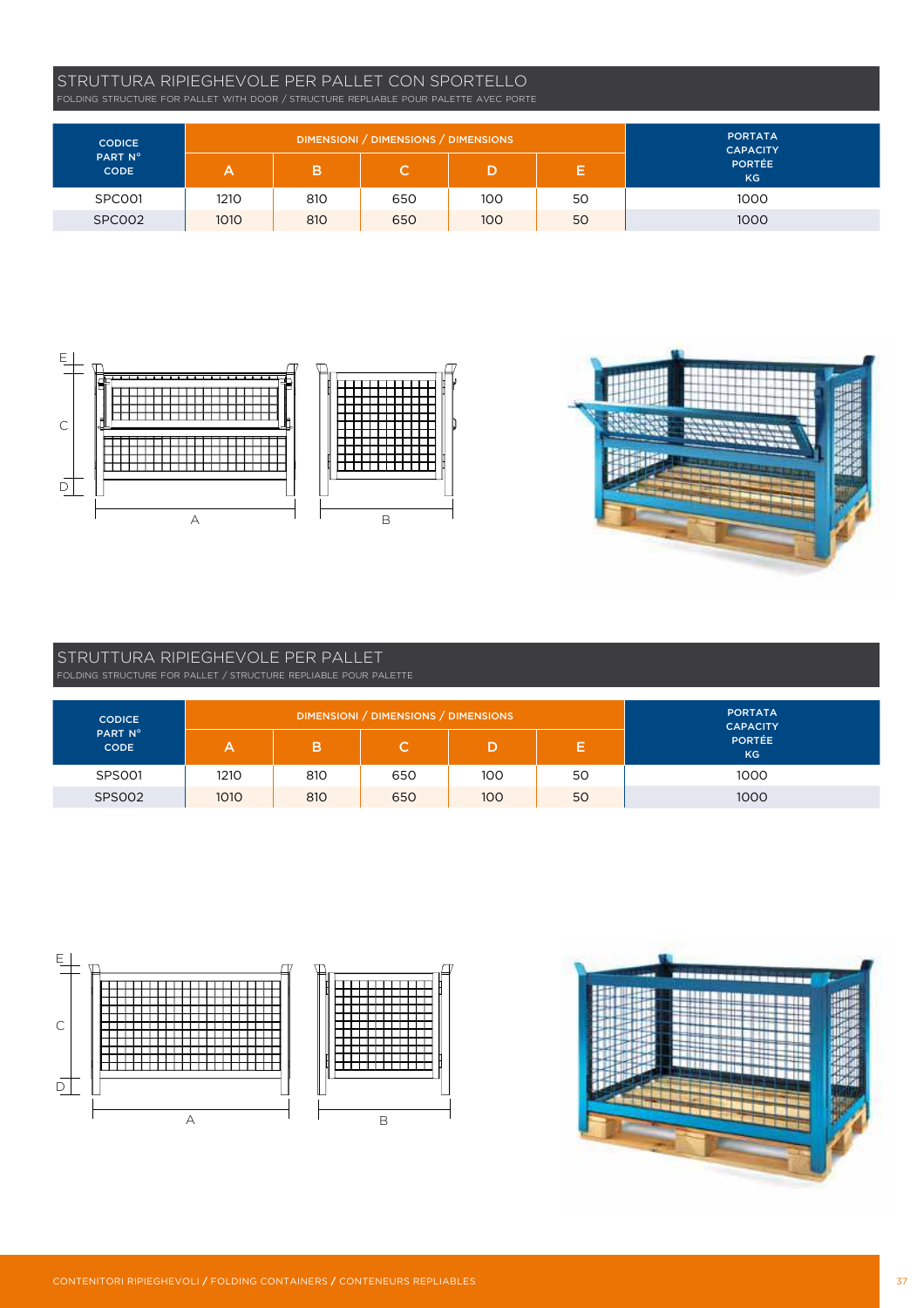## STRUTTURA RIPIEGHEVOLE PER PALLET CON SPORTELLO

FOLDING STRUCTURE FOR PALLET WITH DOOR / STRUCTURE REPLIABLE POUR PALETTE AVEC PORTE

| CODICE PART N° CODE | DIMENSIONI / DIMENSIONS / DIMENSIONS | | | | | PORTATA CAPACITY PORTÉE KG |
|---|---|---|---|---|---|---|
| | A | B | C | D | E | |
| SPC001 | 1210 | 810 | 650 | 100 | 50 | 1000 |
| SPC002 | 1010 | 810 | 650 | 100 | 50 | 1000 |

## STRUTTURA RIPIEGHEVOLE PER PALLET

FOLDING STRUCTURE FOR PALLET / STRUCTURE REPLIABLE POUR PALETTE

| CODICE PART N° CODE | DIMENSIONI / DIMENSIONS / DIMENSIONS | | | | | PORTATA CAPACITY PORTÉE KG |
|---|---|---|---|---|---|---|
| | A | B | C | D | E | |
| SPS001 | 1210 | 810 | 650 | 100 | 50 | 1000 |
| SPS002 | 1010 | 810 | 650 | 100 | 50 | 1000 |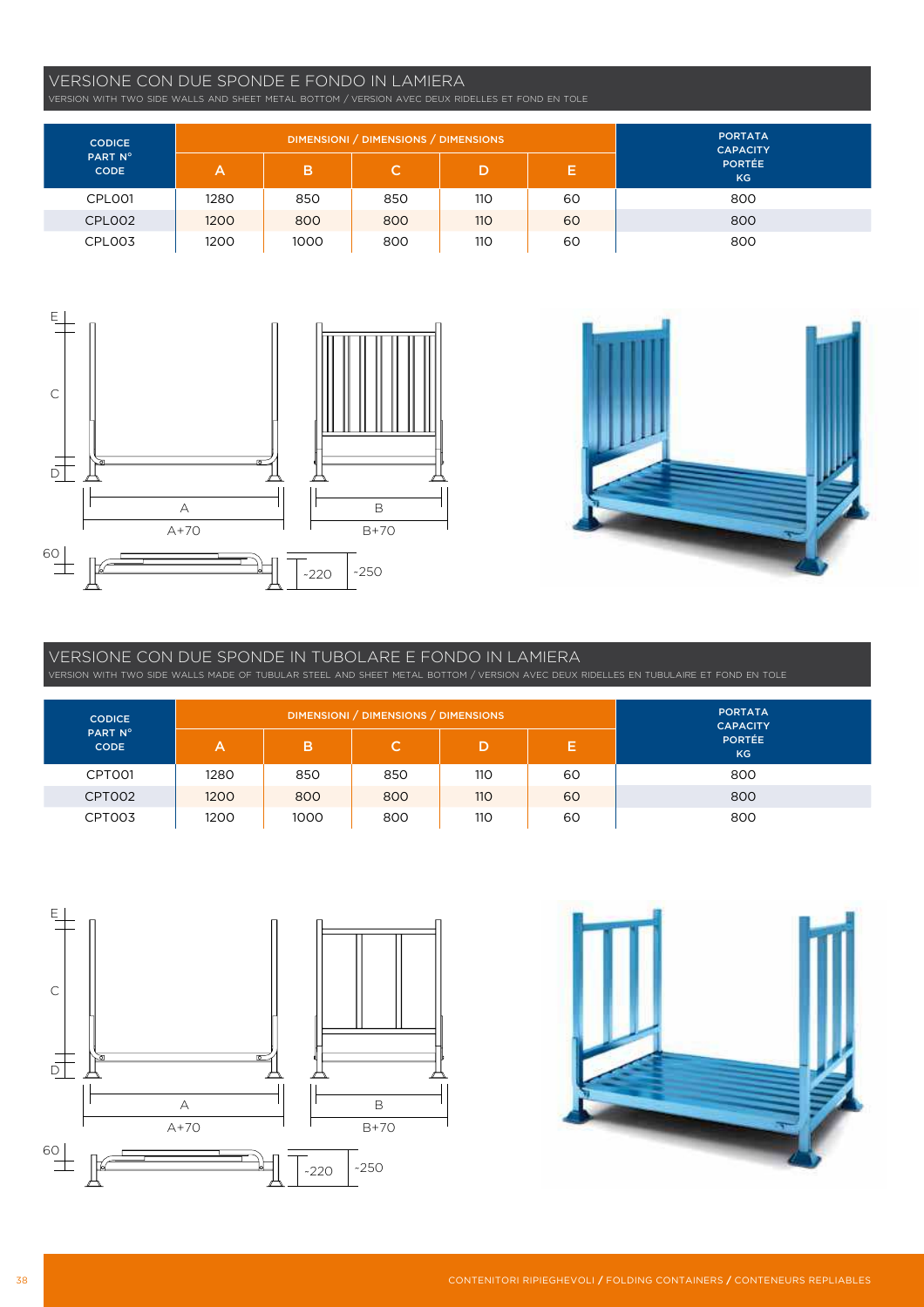## VERSIONE CON DUE SPONDE E FONDO IN LAMIERA

VERSION WITH TWO SIDE WALLS AND SHEET METAL BOTTOM / VERSION AVEC DEUX RIDELLES ET FOND EN TOLE

| CODICE PART N° CODE | DIMENSIONI / DIMENSIONS / DIMENSIONS | | | | | PORTATA CAPACITY PORTÉE KG |
|---|---|---|---|---|---|---|
| | A | B | C | D | E | |
| CPL001 | 1280 | 850 | 850 | 110 | 60 | 800 |
| CPL002 | 1200 | 800 | 800 | 110 | 60 | 800 |
| CPL003 | 1200 | 1000 | 800 | 110 | 60 | 800 |

E
C
D
A
A+70
B
B+70
60
~220
~250

## VERSIONE CON DUE SPONDE IN TUBOLARE E FONDO IN LAMIERA

VERSION WITH TWO SIDE WALLS MADE OF TUBULAR STEEL AND SHEET METAL BOTTOM / VERSION AVEC DEUX RIDELLES EN TUBULAIRE ET FOND EN TOLE

| CODICE PART N° CODE | DIMENSIONI / DIMENSIONS / DIMENSIONS | | | | | PORTATA CAPACITY PORTÉE KG |
|---|---|---|---|---|---|---|
| | A | B | C | D | E | |
| CPT001 | 1280 | 850 | 850 | 110 | 60 | 800 |
| CPT002 | 1200 | 800 | 800 | 110 | 60 | 800 |
| CPT003 | 1200 | 1000 | 800 | 110 | 60 | 800 |

E
C
D
A
A+70
B
B+70
60
~220
~250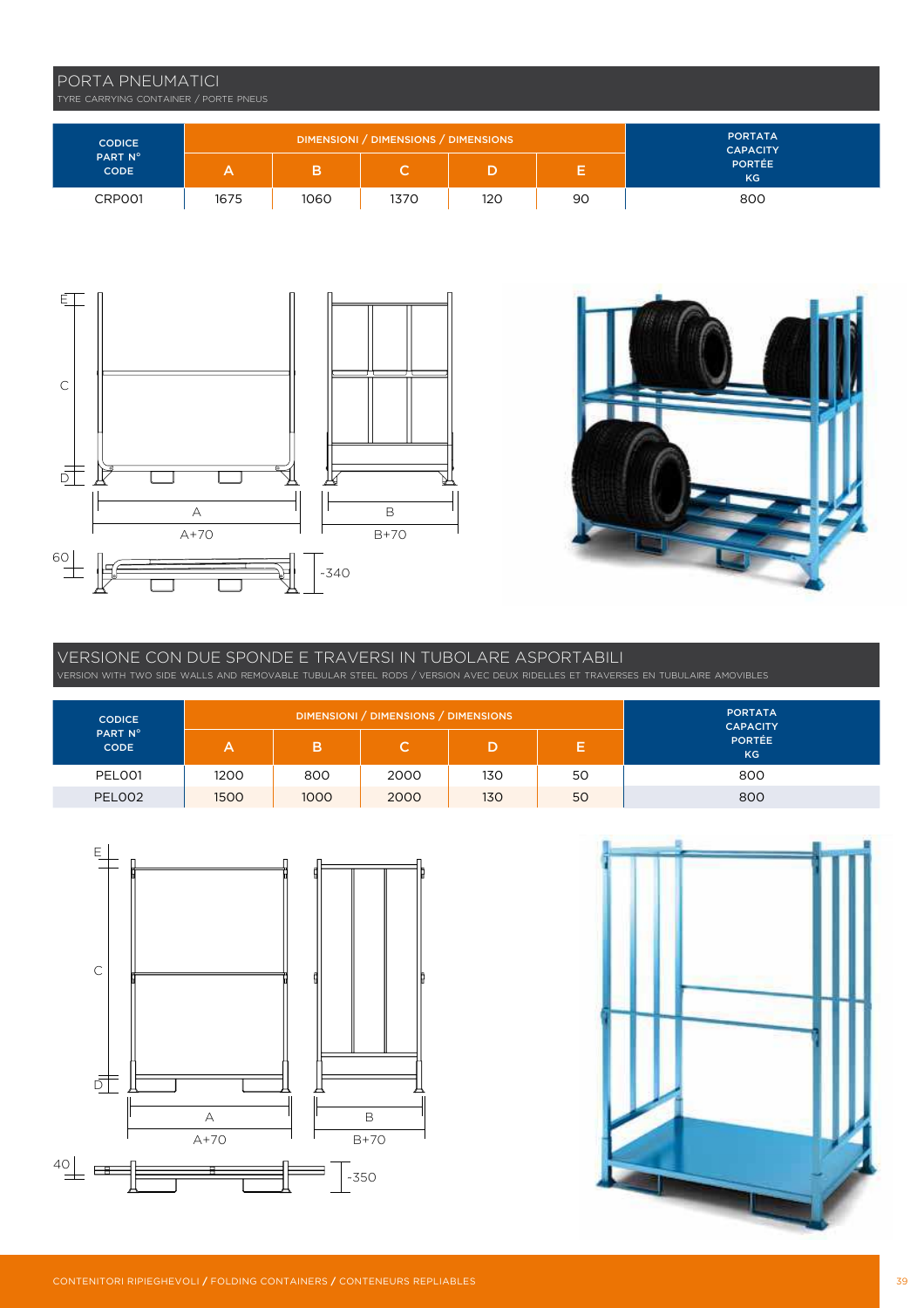## PORTA PNEUMATICI

TYRE CARRYING CONTAINER / PORTE PNEUS

| CODICE PART N° CODE | DIMENSIONI / DIMENSIONS / DIMENSIONS | | | | | PORTATA CAPACITY PORTÉE KG |
|---|---|---|---|---|---|---|
| | A | B | C | D | E | |
| CRP001 | 1675 | 1060 | 1370 | 120 | 90 | 800 |

E
C
D
A
A+70
B
B+70
60
~340

## VERSIONE CON DUE SPONDE E TRAVERSI IN TUBOLARE ASPORTABILI

VERSION WITH TWO SIDE WALLS AND REMOVABLE TUBULAR STEEL RODS / VERSION AVEC DEUX RIDELLES ET TRAVERSES EN TUBULAIRE AMOVIBLES

| CODICE PART N° CODE | DIMENSIONI / DIMENSIONS / DIMENSIONS | | | | | PORTATA CAPACITY PORTÉE KG |
|---|---|---|---|---|---|---|
| | A | B | C | D | E | |
| PEL001 | 1200 | 800 | 2000 | 130 | 50 | 800 |
| PEL002 | 1500 | 1000 | 2000 | 130 | 50 | 800 |

E
C
D
A
A+70
B
B+70
40
~350